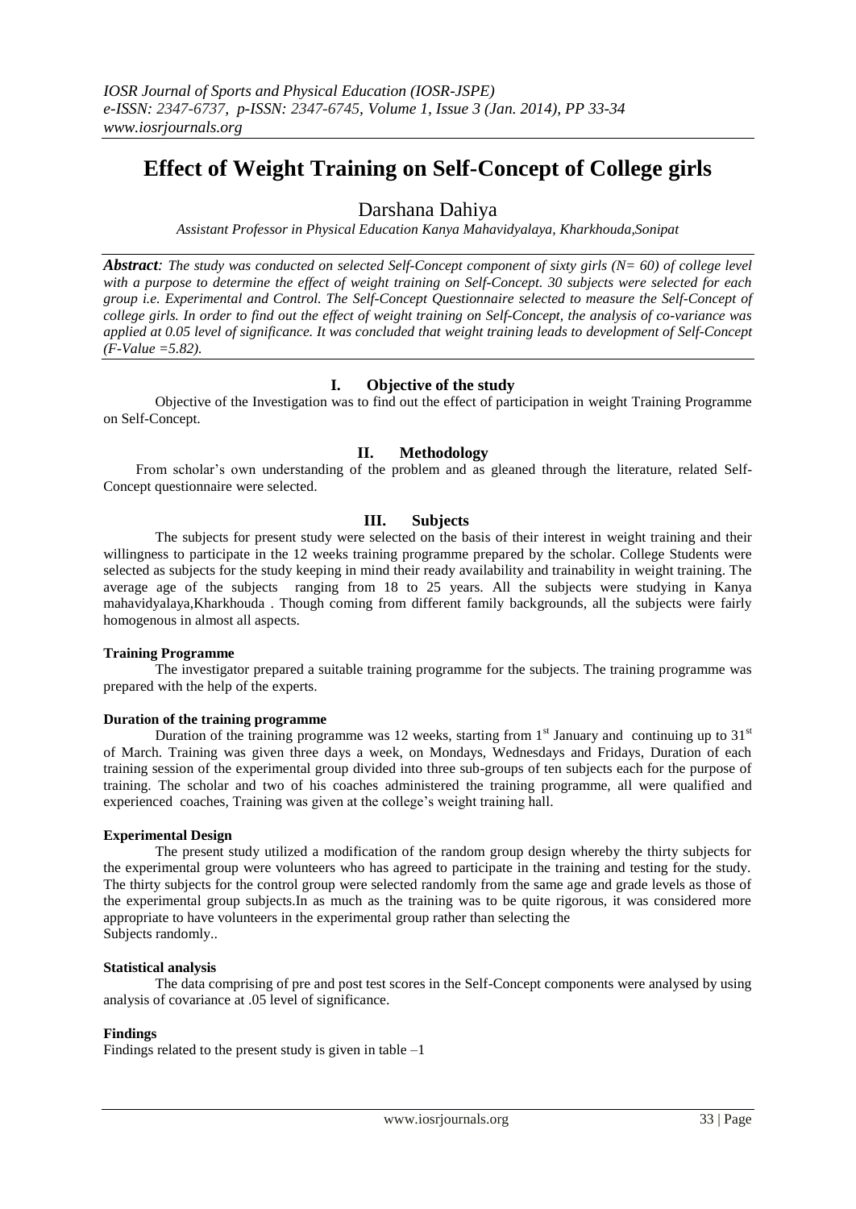# Effect of Weight Training on Self-Concept of College girls

Darshana Dahiya

*Assistant Professor in Physical Education Kanya Mahavidyalaya, Kharkhouda,Sonipat*

***Abstract****: The study was conducted on selected Self-Concept component of sixty girls (N= 60) of college level with a purpose to determine the effect of weight training on Self-Concept. 30 subjects were selected for each group i.e. Experimental and Control. The Self-Concept Questionnaire selected to measure the Self-Concept of college girls. In order to find out the effect of weight training on Self-Concept, the analysis of co-variance was applied at 0.05 level of significance. It was concluded that weight training leads to development of Self-Concept (F-Value =5.82).*

## I. Objective of the study

Objective of the Investigation was to find out the effect of participation in weight Training Programme on Self-Concept.

## II. Methodology

From scholar's own understanding of the problem and as gleaned through the literature, related Self-Concept questionnaire were selected.

## III. Subjects

The subjects for present study were selected on the basis of their interest in weight training and their willingness to participate in the 12 weeks training programme prepared by the scholar. College Students were selected as subjects for the study keeping in mind their ready availability and trainability in weight training. The average age of the subjects ranging from 18 to 25 years. All the subjects were studying in Kanya mahavidyalaya,Kharkhouda . Though coming from different family backgrounds, all the subjects were fairly homogenous in almost all aspects.

**Training Programme**

The investigator prepared a suitable training programme for the subjects. The training programme was prepared with the help of the experts.

**Duration of the training programme**

Duration of the training programme was 12 weeks, starting from 1st January and continuing up to 31st of March. Training was given three days a week, on Mondays, Wednesdays and Fridays, Duration of each training session of the experimental group divided into three sub-groups of ten subjects each for the purpose of training. The scholar and two of his coaches administered the training programme, all were qualified and experienced coaches, Training was given at the college's weight training hall.

**Experimental Design**

The present study utilized a modification of the random group design whereby the thirty subjects for the experimental group were volunteers who has agreed to participate in the training and testing for the study. The thirty subjects for the control group were selected randomly from the same age and grade levels as those of the experimental group subjects.In as much as the training was to be quite rigorous, it was considered more appropriate to have volunteers in the experimental group rather than selecting the Subjects randomly..

**Statistical analysis**

The data comprising of pre and post test scores in the Self-Concept components were analysed by using analysis of covariance at .05 level of significance.

**Findings**

Findings related to the present study is given in table –1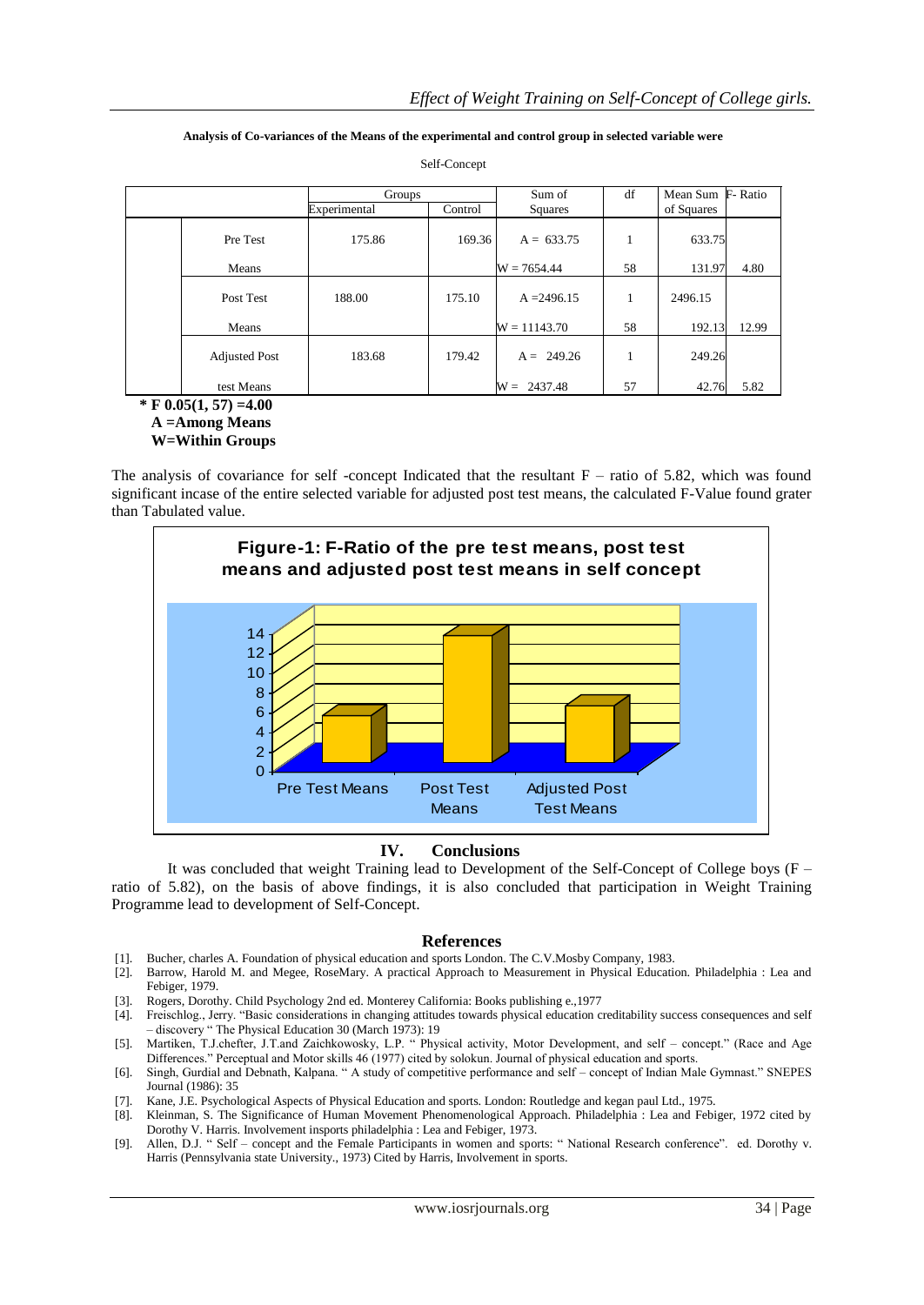**Analysis of Co-variances of the Means of the experimental and control group in selected variable were**

Self-Concept

| | | Groups | | Sum of Squares | df | Mean Sum of Squares | F- Ratio |
|---|---|---|---|---|---|---|---|
| | | Experimental | Control | | | | |
| | Pre Test Means | 175.86 | 169.36 | A = 633.75 | 1 | 633.75 | |
| | | | | W = 7654.44 | 58 | 131.97 | 4.80 |
| | Post Test Means | 188.00 | 175.10 | A =2496.15 | 1 | 2496.15 | |
| | | | | W = 11143.70 | 58 | 192.13 | 12.99 |
| | Adjusted Post test Means | 183.68 | 179.42 | A = 249.26 | 1 | 249.26 | |
| | | | | W = 2437.48 | 57 | 42.76 | 5.82 |

**\* F 0.05(1, 57) =4.00**
**A =Among Means**
**W=Within Groups**

The analysis of covariance for self -concept Indicated that the resultant F – ratio of 5.82, which was found significant incase of the entire selected variable for adjusted post test means, the calculated F-Value found grater than Tabulated value.

**Figure-1: F-Ratio of the pre test means, post test means and adjusted post test means in self concept**

14
12
10
8
6
4
2
0

Pre Test Means
Post Test Means
Adjusted Post Test Means

## IV. Conclusions

It was concluded that weight Training lead to Development of the Self-Concept of College boys (F – ratio of 5.82), on the basis of above findings, it is also concluded that participation in Weight Training Programme lead to development of Self-Concept.

## References

[1]. Bucher, charles A. Foundation of physical education and sports London. The C.V.Mosby Company, 1983.
[2]. Barrow, Harold M. and Megee, RoseMary. A practical Approach to Measurement in Physical Education. Philadelphia : Lea and Febiger, 1979.
[3]. Rogers, Dorothy. Child Psychology 2nd ed. Monterey California: Books publishing e.,1977
[4]. Freischlog., Jerry. "Basic considerations in changing attitudes towards physical education creditability success consequences and self – discovery " The Physical Education 30 (March 1973): 19
[5]. Martiken, T.J.chefter, J.T.and Zaichkowosky, L.P. " Physical activity, Motor Development, and self – concept." (Race and Age Differences." Perceptual and Motor skills 46 (1977) cited by solokun. Journal of physical education and sports.
[6]. Singh, Gurdial and Debnath, Kalpana. " A study of competitive performance and self – concept of Indian Male Gymnast." SNEPES Journal (1986): 35
[7]. Kane, J.E. Psychological Aspects of Physical Education and sports. London: Routledge and kegan paul Ltd., 1975.
[8]. Kleinman, S. The Significance of Human Movement Phenomenological Approach. Philadelphia : Lea and Febiger, 1972 cited by Dorothy V. Harris. Involvement insports philadelphia : Lea and Febiger, 1973.
[9]. Allen, D.J. " Self – concept and the Female Participants in women and sports: " National Research conference". ed. Dorothy v. Harris (Pennsylvania state University., 1973) Cited by Harris, Involvement in sports.